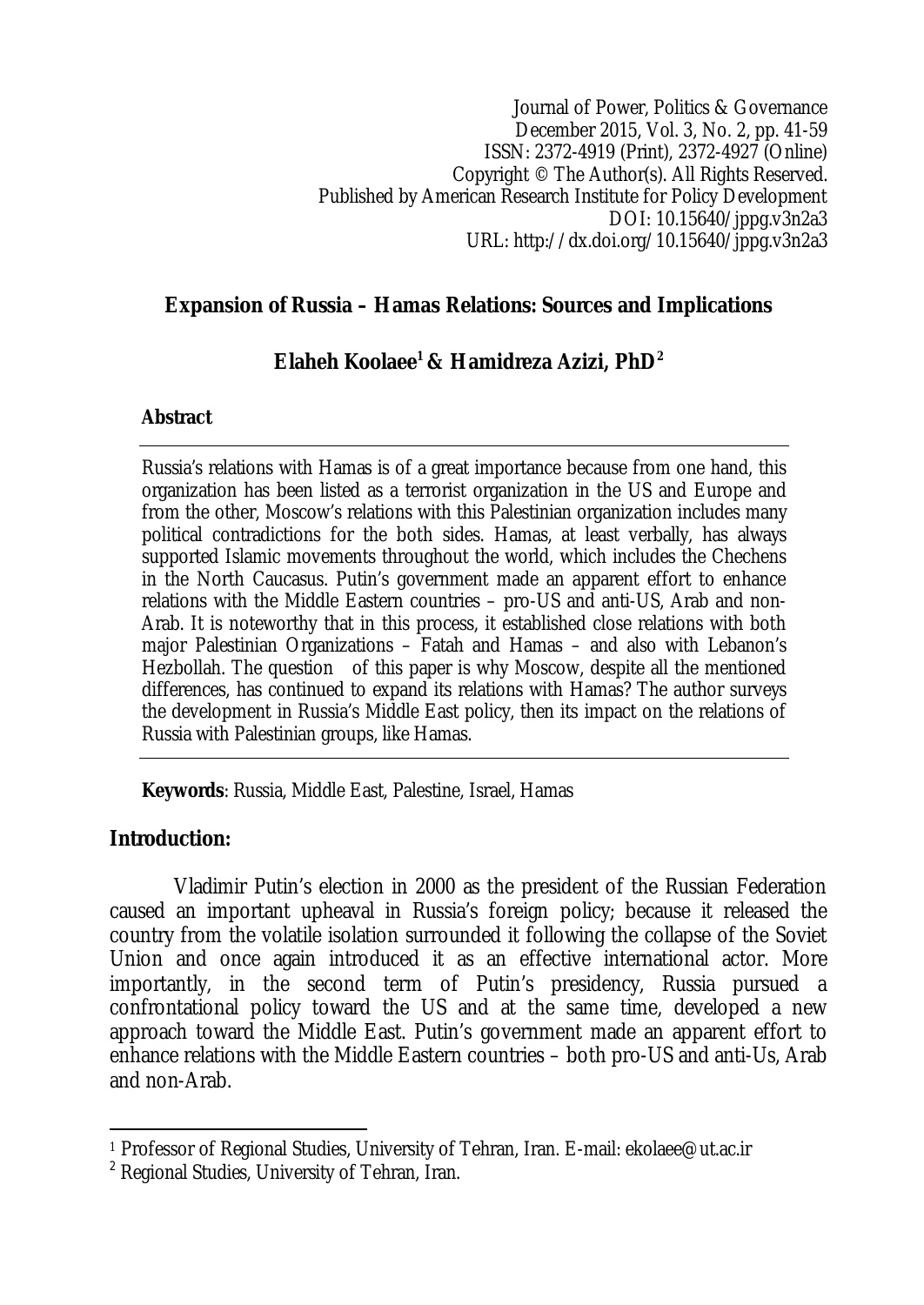Journal of Power, Politics & Governance
December 2015, Vol. 3, No. 2, pp. 41-59
ISSN: 2372-4919 (Print), 2372-4927 (Online)
Copyright © The Author(s). All Rights Reserved.
Published by American Research Institute for Policy Development
DOI: 10.15640/jppg.v3n2a3
URL: http://dx.doi.org/10.15640/jppg.v3n2a3

# Expansion of Russia – Hamas Relations: Sources and Implications

**Elaheh Koolaee[1] & Hamidreza Azizi, PhD[2]**

**Abstract**

Russia's relations with Hamas is of a great importance because from one hand, this organization has been listed as a terrorist organization in the US and Europe and from the other, Moscow's relations with this Palestinian organization includes many political contradictions for the both sides. Hamas, at least verbally, has always supported Islamic movements throughout the world, which includes the Chechens in the North Caucasus. Putin's government made an apparent effort to enhance relations with the Middle Eastern countries – pro-US and anti-US, Arab and non-Arab. It is noteworthy that in this process, it established close relations with both major Palestinian Organizations – Fatah and Hamas – and also with Lebanon's Hezbollah. The question of this paper is why Moscow, despite all the mentioned differences, has continued to expand its relations with Hamas? The author surveys the development in Russia's Middle East policy, then its impact on the relations of Russia with Palestinian groups, like Hamas.

**Keywords**: Russia, Middle East, Palestine, Israel, Hamas

## Introduction:

Vladimir Putin's election in 2000 as the president of the Russian Federation caused an important upheaval in Russia's foreign policy; because it released the country from the volatile isolation surrounded it following the collapse of the Soviet Union and once again introduced it as an effective international actor. More importantly, in the second term of Putin's presidency, Russia pursued a confrontational policy toward the US and at the same time, developed a new approach toward the Middle East. Putin's government made an apparent effort to enhance relations with the Middle Eastern countries – both pro-US and anti-Us, Arab and non-Arab.

---

[1] Professor of Regional Studies, University of Tehran, Iran. E-mail: ekolaee@ut.ac.ir

[2] Regional Studies, University of Tehran, Iran.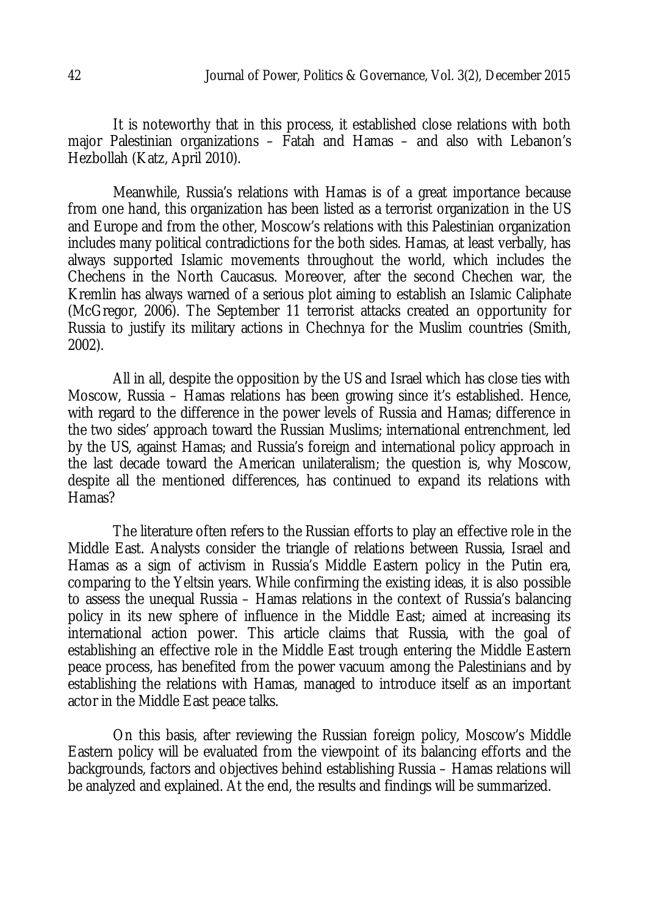It is noteworthy that in this process, it established close relations with both major Palestinian organizations – Fatah and Hamas – and also with Lebanon's Hezbollah (Katz, April 2010).

Meanwhile, Russia's relations with Hamas is of a great importance because from one hand, this organization has been listed as a terrorist organization in the US and Europe and from the other, Moscow's relations with this Palestinian organization includes many political contradictions for the both sides. Hamas, at least verbally, has always supported Islamic movements throughout the world, which includes the Chechens in the North Caucasus. Moreover, after the second Chechen war, the Kremlin has always warned of a serious plot aiming to establish an Islamic Caliphate (McGregor, 2006). The September 11 terrorist attacks created an opportunity for Russia to justify its military actions in Chechnya for the Muslim countries (Smith, 2002).

All in all, despite the opposition by the US and Israel which has close ties with Moscow, Russia – Hamas relations has been growing since it's established. Hence, with regard to the difference in the power levels of Russia and Hamas; difference in the two sides' approach toward the Russian Muslims; international entrenchment, led by the US, against Hamas; and Russia's foreign and international policy approach in the last decade toward the American unilateralism; the question is, why Moscow, despite all the mentioned differences, has continued to expand its relations with Hamas?

The literature often refers to the Russian efforts to play an effective role in the Middle East. Analysts consider the triangle of relations between Russia, Israel and Hamas as a sign of activism in Russia's Middle Eastern policy in the Putin era, comparing to the Yeltsin years. While confirming the existing ideas, it is also possible to assess the unequal Russia – Hamas relations in the context of Russia's balancing policy in its new sphere of influence in the Middle East; aimed at increasing its international action power. This article claims that Russia, with the goal of establishing an effective role in the Middle East trough entering the Middle Eastern peace process, has benefited from the power vacuum among the Palestinians and by establishing the relations with Hamas, managed to introduce itself as an important actor in the Middle East peace talks.

On this basis, after reviewing the Russian foreign policy, Moscow's Middle Eastern policy will be evaluated from the viewpoint of its balancing efforts and the backgrounds, factors and objectives behind establishing Russia – Hamas relations will be analyzed and explained. At the end, the results and findings will be summarized.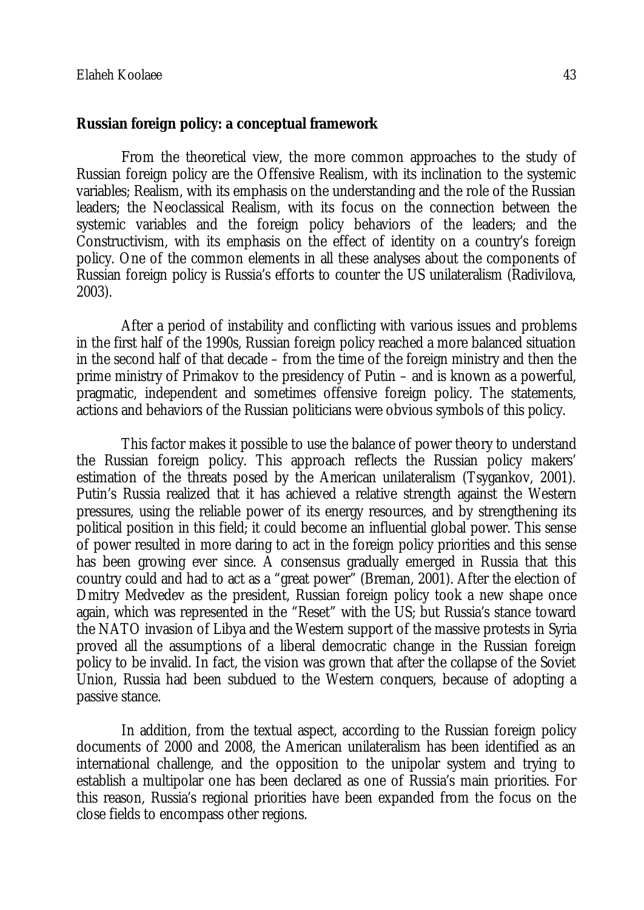## Russian foreign policy: a conceptual framework

From the theoretical view, the more common approaches to the study of Russian foreign policy are the Offensive Realism, with its inclination to the systemic variables; Realism, with its emphasis on the understanding and the role of the Russian leaders; the Neoclassical Realism, with its focus on the connection between the systemic variables and the foreign policy behaviors of the leaders; and the Constructivism, with its emphasis on the effect of identity on a country's foreign policy. One of the common elements in all these analyses about the components of Russian foreign policy is Russia's efforts to counter the US unilateralism (Radivilova, 2003).

After a period of instability and conflicting with various issues and problems in the first half of the 1990s, Russian foreign policy reached a more balanced situation in the second half of that decade – from the time of the foreign ministry and then the prime ministry of Primakov to the presidency of Putin – and is known as a powerful, pragmatic, independent and sometimes offensive foreign policy. The statements, actions and behaviors of the Russian politicians were obvious symbols of this policy.

This factor makes it possible to use the balance of power theory to understand the Russian foreign policy. This approach reflects the Russian policy makers' estimation of the threats posed by the American unilateralism (Tsygankov, 2001). Putin's Russia realized that it has achieved a relative strength against the Western pressures, using the reliable power of its energy resources, and by strengthening its political position in this field; it could become an influential global power. This sense of power resulted in more daring to act in the foreign policy priorities and this sense has been growing ever since. A consensus gradually emerged in Russia that this country could and had to act as a "great power" (Breman, 2001). After the election of Dmitry Medvedev as the president, Russian foreign policy took a new shape once again, which was represented in the "Reset" with the US; but Russia's stance toward the NATO invasion of Libya and the Western support of the massive protests in Syria proved all the assumptions of a liberal democratic change in the Russian foreign policy to be invalid. In fact, the vision was grown that after the collapse of the Soviet Union, Russia had been subdued to the Western conquers, because of adopting a passive stance.

In addition, from the textual aspect, according to the Russian foreign policy documents of 2000 and 2008, the American unilateralism has been identified as an international challenge, and the opposition to the unipolar system and trying to establish a multipolar one has been declared as one of Russia's main priorities. For this reason, Russia's regional priorities have been expanded from the focus on the close fields to encompass other regions.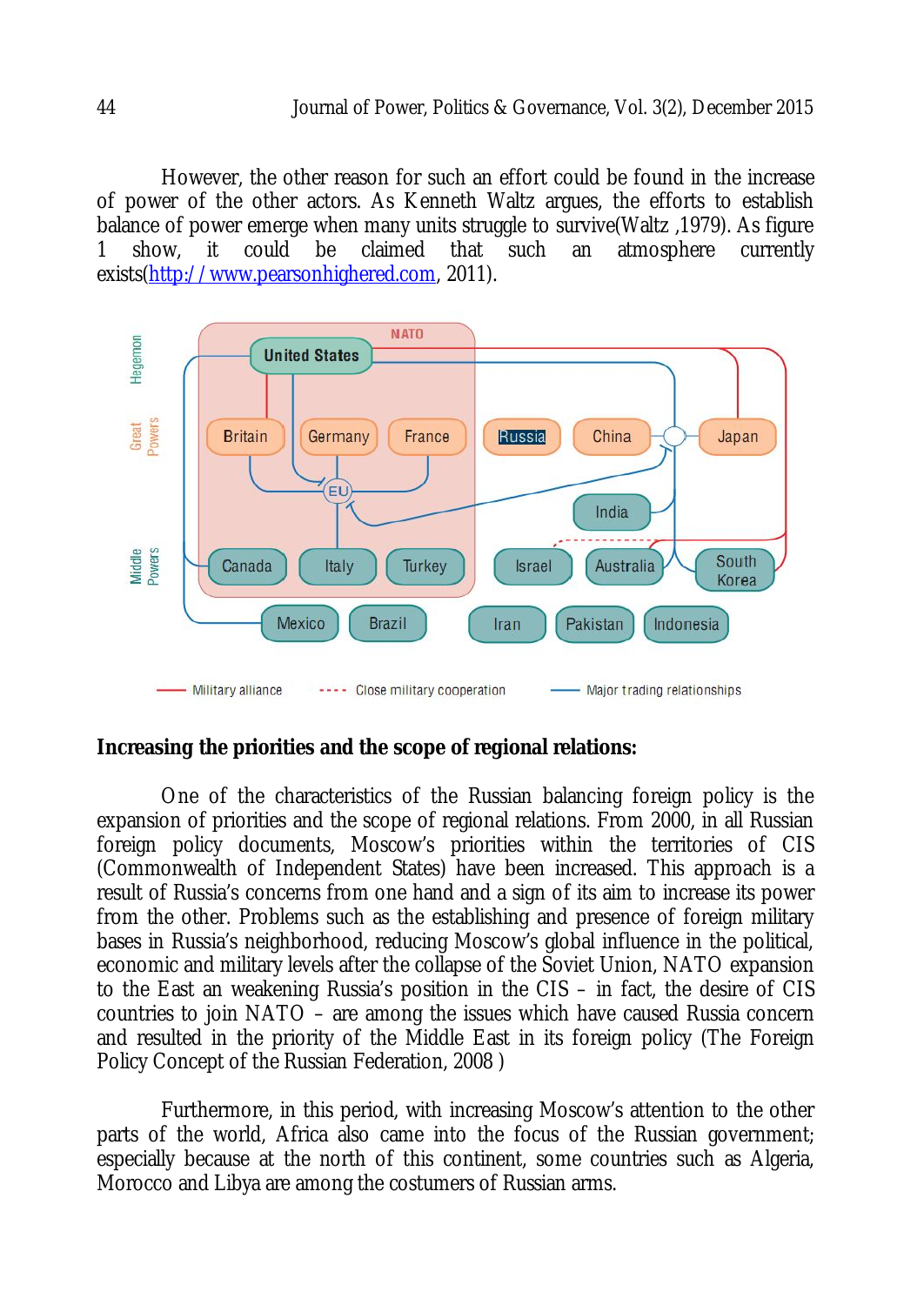However, the other reason for such an effort could be found in the increase of power of the other actors. As Kenneth Waltz argues, the efforts to establish balance of power emerge when many units struggle to survive(Waltz ,1979). As figure 1 show, it could be claimed that such an atmosphere currently exists(http://www.pearsonhighered.com, 2011).

**Increasing the priorities and the scope of regional relations:**

One of the characteristics of the Russian balancing foreign policy is the expansion of priorities and the scope of regional relations. From 2000, in all Russian foreign policy documents, Moscow's priorities within the territories of CIS (Commonwealth of Independent States) have been increased. This approach is a result of Russia's concerns from one hand and a sign of its aim to increase its power from the other. Problems such as the establishing and presence of foreign military bases in Russia's neighborhood, reducing Moscow's global influence in the political, economic and military levels after the collapse of the Soviet Union, NATO expansion to the East an weakening Russia's position in the CIS – in fact, the desire of CIS countries to join NATO – are among the issues which have caused Russia concern and resulted in the priority of the Middle East in its foreign policy (The Foreign Policy Concept of the Russian Federation, 2008 )

Furthermore, in this period, with increasing Moscow's attention to the other parts of the world, Africa also came into the focus of the Russian government; especially because at the north of this continent, some countries such as Algeria, Morocco and Libya are among the costumers of Russian arms.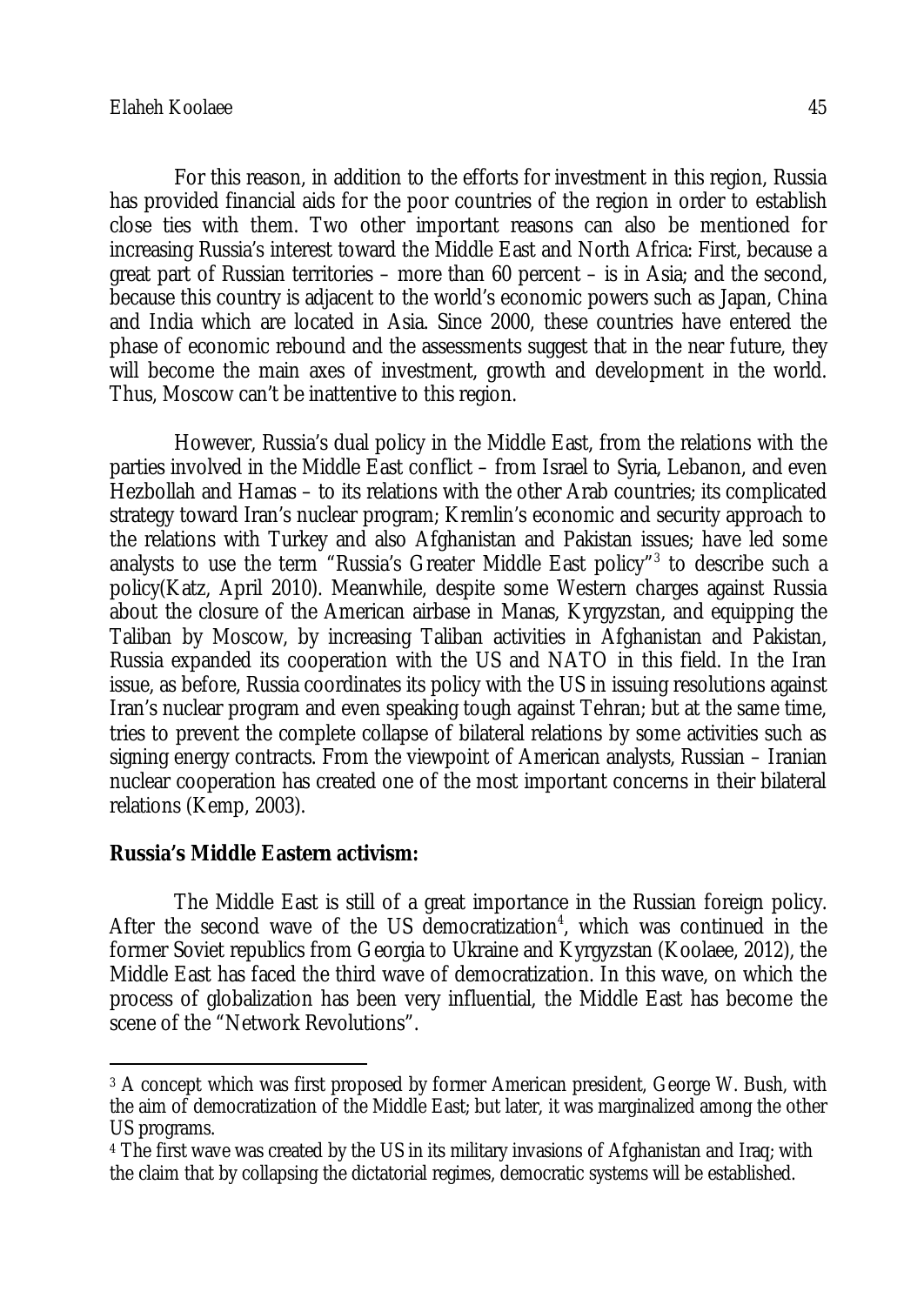For this reason, in addition to the efforts for investment in this region, Russia has provided financial aids for the poor countries of the region in order to establish close ties with them. Two other important reasons can also be mentioned for increasing Russia's interest toward the Middle East and North Africa: First, because a great part of Russian territories – more than 60 percent – is in Asia; and the second, because this country is adjacent to the world's economic powers such as Japan, China and India which are located in Asia. Since 2000, these countries have entered the phase of economic rebound and the assessments suggest that in the near future, they will become the main axes of investment, growth and development in the world. Thus, Moscow can't be inattentive to this region.

However, Russia's dual policy in the Middle East, from the relations with the parties involved in the Middle East conflict – from Israel to Syria, Lebanon, and even Hezbollah and Hamas – to its relations with the other Arab countries; its complicated strategy toward Iran's nuclear program; Kremlin's economic and security approach to the relations with Turkey and also Afghanistan and Pakistan issues; have led some analysts to use the term "Russia's Greater Middle East policy"[3] to describe such a policy(Katz, April 2010). Meanwhile, despite some Western charges against Russia about the closure of the American airbase in Manas, Kyrgyzstan, and equipping the Taliban by Moscow, by increasing Taliban activities in Afghanistan and Pakistan, Russia expanded its cooperation with the US and NATO in this field. In the Iran issue, as before, Russia coordinates its policy with the US in issuing resolutions against Iran's nuclear program and even speaking tough against Tehran; but at the same time, tries to prevent the complete collapse of bilateral relations by some activities such as signing energy contracts. From the viewpoint of American analysts, Russian – Iranian nuclear cooperation has created one of the most important concerns in their bilateral relations (Kemp, 2003).

**Russia's Middle Eastern activism:**

The Middle East is still of a great importance in the Russian foreign policy. After the second wave of the US democratization[4], which was continued in the former Soviet republics from Georgia to Ukraine and Kyrgyzstan (Koolaee, 2012), the Middle East has faced the third wave of democratization. In this wave, on which the process of globalization has been very influential, the Middle East has become the scene of the "Network Revolutions".

---

[3] A concept which was first proposed by former American president, George W. Bush, with the aim of democratization of the Middle East; but later, it was marginalized among the other US programs.

[4] The first wave was created by the US in its military invasions of Afghanistan and Iraq; with the claim that by collapsing the dictatorial regimes, democratic systems will be established.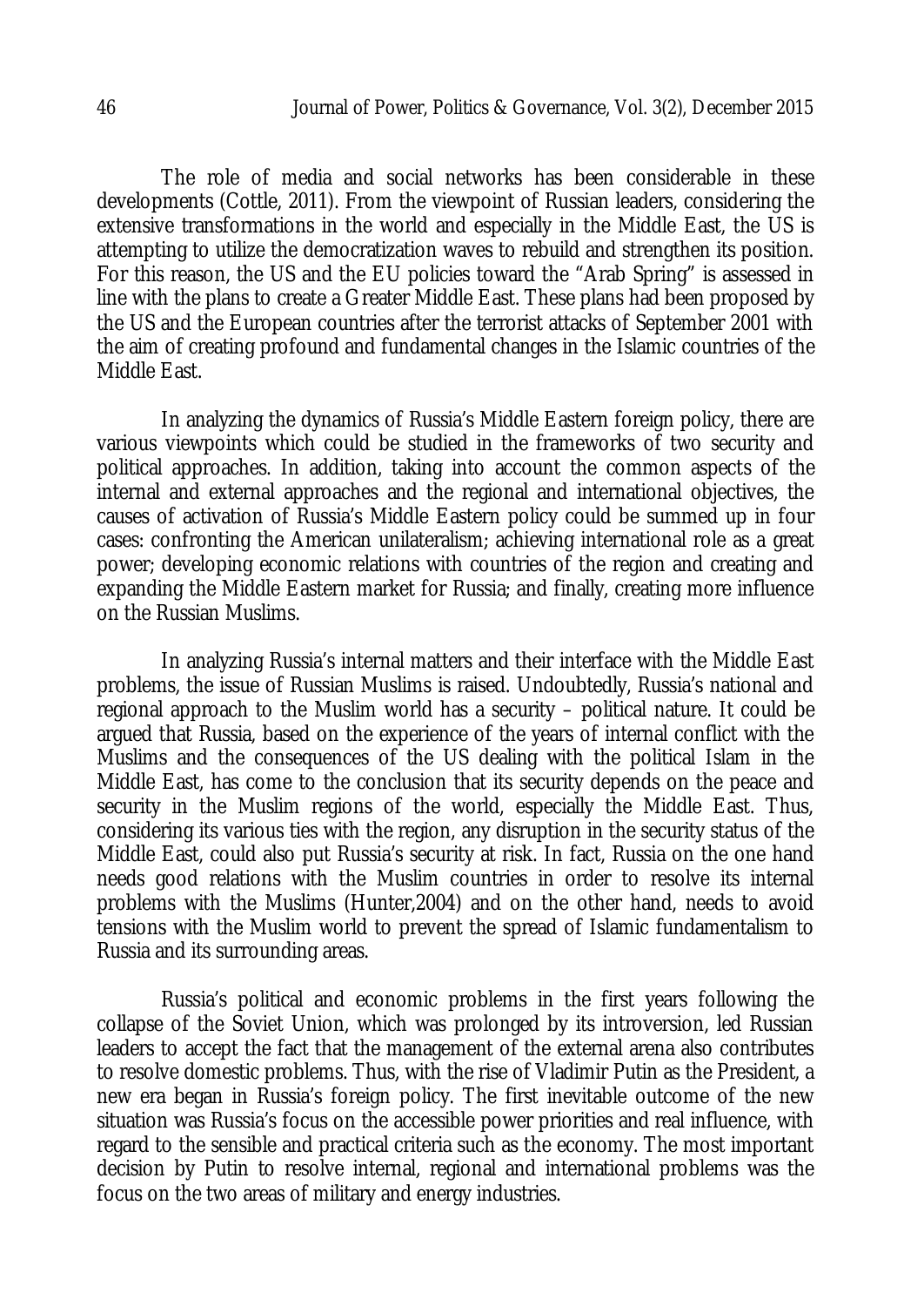The role of media and social networks has been considerable in these developments (Cottle, 2011). From the viewpoint of Russian leaders, considering the extensive transformations in the world and especially in the Middle East, the US is attempting to utilize the democratization waves to rebuild and strengthen its position. For this reason, the US and the EU policies toward the "Arab Spring" is assessed in line with the plans to create a Greater Middle East. These plans had been proposed by the US and the European countries after the terrorist attacks of September 2001 with the aim of creating profound and fundamental changes in the Islamic countries of the Middle East.

In analyzing the dynamics of Russia's Middle Eastern foreign policy, there are various viewpoints which could be studied in the frameworks of two security and political approaches. In addition, taking into account the common aspects of the internal and external approaches and the regional and international objectives, the causes of activation of Russia's Middle Eastern policy could be summed up in four cases: confronting the American unilateralism; achieving international role as a great power; developing economic relations with countries of the region and creating and expanding the Middle Eastern market for Russia; and finally, creating more influence on the Russian Muslims.

In analyzing Russia's internal matters and their interface with the Middle East problems, the issue of Russian Muslims is raised. Undoubtedly, Russia's national and regional approach to the Muslim world has a security – political nature. It could be argued that Russia, based on the experience of the years of internal conflict with the Muslims and the consequences of the US dealing with the political Islam in the Middle East, has come to the conclusion that its security depends on the peace and security in the Muslim regions of the world, especially the Middle East. Thus, considering its various ties with the region, any disruption in the security status of the Middle East, could also put Russia's security at risk. In fact, Russia on the one hand needs good relations with the Muslim countries in order to resolve its internal problems with the Muslims (Hunter,2004) and on the other hand, needs to avoid tensions with the Muslim world to prevent the spread of Islamic fundamentalism to Russia and its surrounding areas.

Russia's political and economic problems in the first years following the collapse of the Soviet Union, which was prolonged by its introversion, led Russian leaders to accept the fact that the management of the external arena also contributes to resolve domestic problems. Thus, with the rise of Vladimir Putin as the President, a new era began in Russia's foreign policy. The first inevitable outcome of the new situation was Russia's focus on the accessible power priorities and real influence, with regard to the sensible and practical criteria such as the economy. The most important decision by Putin to resolve internal, regional and international problems was the focus on the two areas of military and energy industries.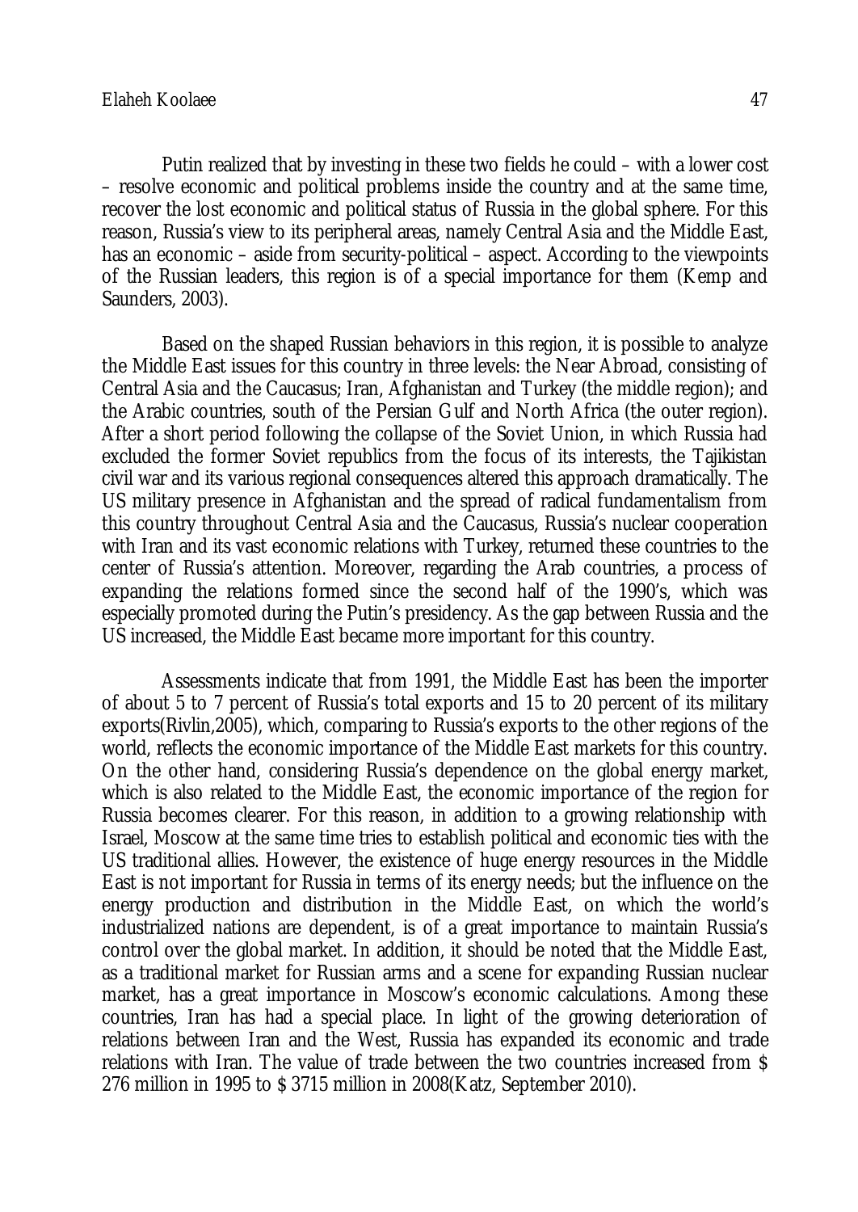Putin realized that by investing in these two fields he could – with a lower cost – resolve economic and political problems inside the country and at the same time, recover the lost economic and political status of Russia in the global sphere. For this reason, Russia's view to its peripheral areas, namely Central Asia and the Middle East, has an economic – aside from security-political – aspect. According to the viewpoints of the Russian leaders, this region is of a special importance for them (Kemp and Saunders, 2003).

Based on the shaped Russian behaviors in this region, it is possible to analyze the Middle East issues for this country in three levels: the Near Abroad, consisting of Central Asia and the Caucasus; Iran, Afghanistan and Turkey (the middle region); and the Arabic countries, south of the Persian Gulf and North Africa (the outer region). After a short period following the collapse of the Soviet Union, in which Russia had excluded the former Soviet republics from the focus of its interests, the Tajikistan civil war and its various regional consequences altered this approach dramatically. The US military presence in Afghanistan and the spread of radical fundamentalism from this country throughout Central Asia and the Caucasus, Russia's nuclear cooperation with Iran and its vast economic relations with Turkey, returned these countries to the center of Russia's attention. Moreover, regarding the Arab countries, a process of expanding the relations formed since the second half of the 1990's, which was especially promoted during the Putin's presidency. As the gap between Russia and the US increased, the Middle East became more important for this country.

Assessments indicate that from 1991, the Middle East has been the importer of about 5 to 7 percent of Russia's total exports and 15 to 20 percent of its military exports(Rivlin,2005), which, comparing to Russia's exports to the other regions of the world, reflects the economic importance of the Middle East markets for this country. On the other hand, considering Russia's dependence on the global energy market, which is also related to the Middle East, the economic importance of the region for Russia becomes clearer. For this reason, in addition to a growing relationship with Israel, Moscow at the same time tries to establish political and economic ties with the US traditional allies. However, the existence of huge energy resources in the Middle East is not important for Russia in terms of its energy needs; but the influence on the energy production and distribution in the Middle East, on which the world's industrialized nations are dependent, is of a great importance to maintain Russia's control over the global market. In addition, it should be noted that the Middle East, as a traditional market for Russian arms and a scene for expanding Russian nuclear market, has a great importance in Moscow's economic calculations. Among these countries, Iran has had a special place. In light of the growing deterioration of relations between Iran and the West, Russia has expanded its economic and trade relations with Iran. The value of trade between the two countries increased from $ 276 million in 1995 to $ 3715 million in 2008(Katz, September 2010).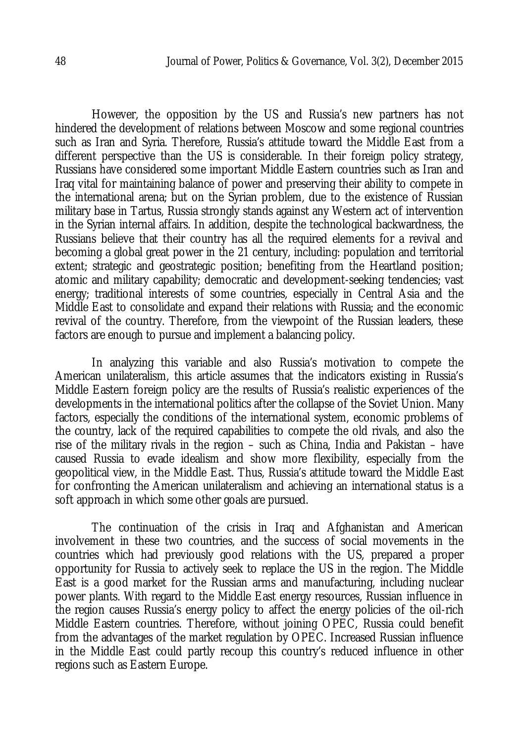However, the opposition by the US and Russia's new partners has not hindered the development of relations between Moscow and some regional countries such as Iran and Syria. Therefore, Russia's attitude toward the Middle East from a different perspective than the US is considerable. In their foreign policy strategy, Russians have considered some important Middle Eastern countries such as Iran and Iraq vital for maintaining balance of power and preserving their ability to compete in the international arena; but on the Syrian problem, due to the existence of Russian military base in Tartus, Russia strongly stands against any Western act of intervention in the Syrian internal affairs. In addition, despite the technological backwardness, the Russians believe that their country has all the required elements for a revival and becoming a global great power in the 21 century, including: population and territorial extent; strategic and geostrategic position; benefiting from the Heartland position; atomic and military capability; democratic and development-seeking tendencies; vast energy; traditional interests of some countries, especially in Central Asia and the Middle East to consolidate and expand their relations with Russia; and the economic revival of the country. Therefore, from the viewpoint of the Russian leaders, these factors are enough to pursue and implement a balancing policy.

In analyzing this variable and also Russia's motivation to compete the American unilateralism, this article assumes that the indicators existing in Russia's Middle Eastern foreign policy are the results of Russia's realistic experiences of the developments in the international politics after the collapse of the Soviet Union. Many factors, especially the conditions of the international system, economic problems of the country, lack of the required capabilities to compete the old rivals, and also the rise of the military rivals in the region – such as China, India and Pakistan – have caused Russia to evade idealism and show more flexibility, especially from the geopolitical view, in the Middle East. Thus, Russia's attitude toward the Middle East for confronting the American unilateralism and achieving an international status is a soft approach in which some other goals are pursued.

The continuation of the crisis in Iraq and Afghanistan and American involvement in these two countries, and the success of social movements in the countries which had previously good relations with the US, prepared a proper opportunity for Russia to actively seek to replace the US in the region. The Middle East is a good market for the Russian arms and manufacturing, including nuclear power plants. With regard to the Middle East energy resources, Russian influence in the region causes Russia's energy policy to affect the energy policies of the oil-rich Middle Eastern countries. Therefore, without joining OPEC, Russia could benefit from the advantages of the market regulation by OPEC. Increased Russian influence in the Middle East could partly recoup this country's reduced influence in other regions such as Eastern Europe.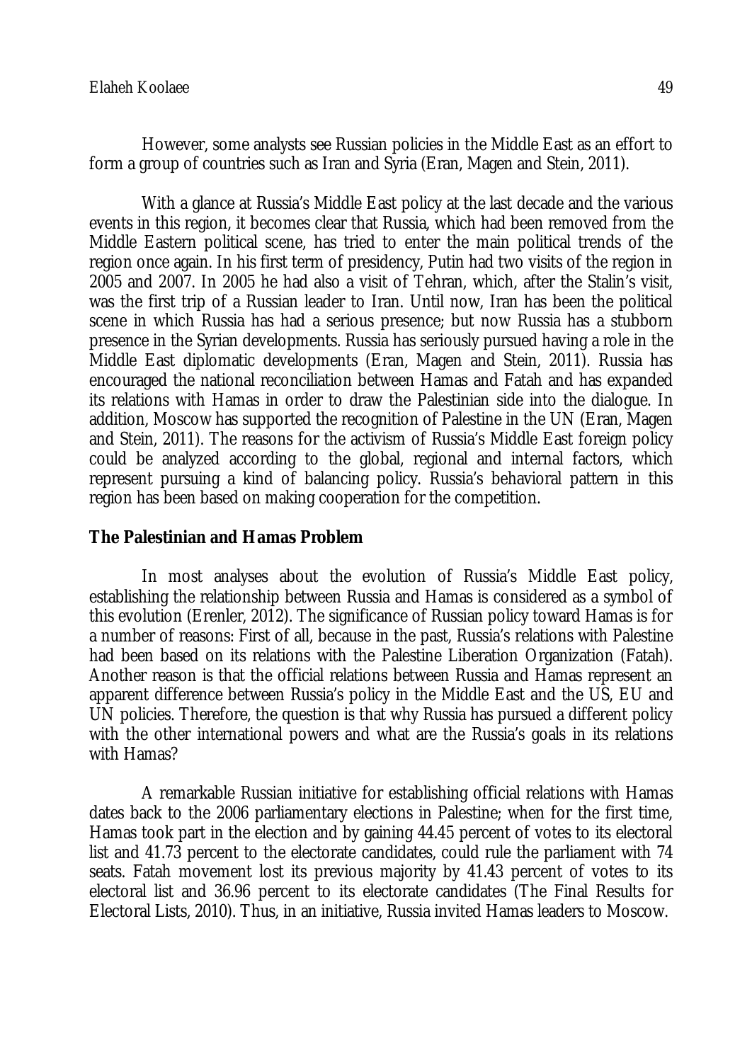However, some analysts see Russian policies in the Middle East as an effort to form a group of countries such as Iran and Syria (Eran, Magen and Stein, 2011).

With a glance at Russia's Middle East policy at the last decade and the various events in this region, it becomes clear that Russia, which had been removed from the Middle Eastern political scene, has tried to enter the main political trends of the region once again. In his first term of presidency, Putin had two visits of the region in 2005 and 2007. In 2005 he had also a visit of Tehran, which, after the Stalin's visit, was the first trip of a Russian leader to Iran. Until now, Iran has been the political scene in which Russia has had a serious presence; but now Russia has a stubborn presence in the Syrian developments. Russia has seriously pursued having a role in the Middle East diplomatic developments (Eran, Magen and Stein, 2011). Russia has encouraged the national reconciliation between Hamas and Fatah and has expanded its relations with Hamas in order to draw the Palestinian side into the dialogue. In addition, Moscow has supported the recognition of Palestine in the UN (Eran, Magen and Stein, 2011). The reasons for the activism of Russia's Middle East foreign policy could be analyzed according to the global, regional and internal factors, which represent pursuing a kind of balancing policy. Russia's behavioral pattern in this region has been based on making cooperation for the competition.

## The Palestinian and Hamas Problem

In most analyses about the evolution of Russia's Middle East policy, establishing the relationship between Russia and Hamas is considered as a symbol of this evolution (Erenler, 2012). The significance of Russian policy toward Hamas is for a number of reasons: First of all, because in the past, Russia's relations with Palestine had been based on its relations with the Palestine Liberation Organization (Fatah). Another reason is that the official relations between Russia and Hamas represent an apparent difference between Russia's policy in the Middle East and the US, EU and UN policies. Therefore, the question is that why Russia has pursued a different policy with the other international powers and what are the Russia's goals in its relations with Hamas?

A remarkable Russian initiative for establishing official relations with Hamas dates back to the 2006 parliamentary elections in Palestine; when for the first time, Hamas took part in the election and by gaining 44.45 percent of votes to its electoral list and 41.73 percent to the electorate candidates, could rule the parliament with 74 seats. Fatah movement lost its previous majority by 41.43 percent of votes to its electoral list and 36.96 percent to its electorate candidates (The Final Results for Electoral Lists, 2010). Thus, in an initiative, Russia invited Hamas leaders to Moscow.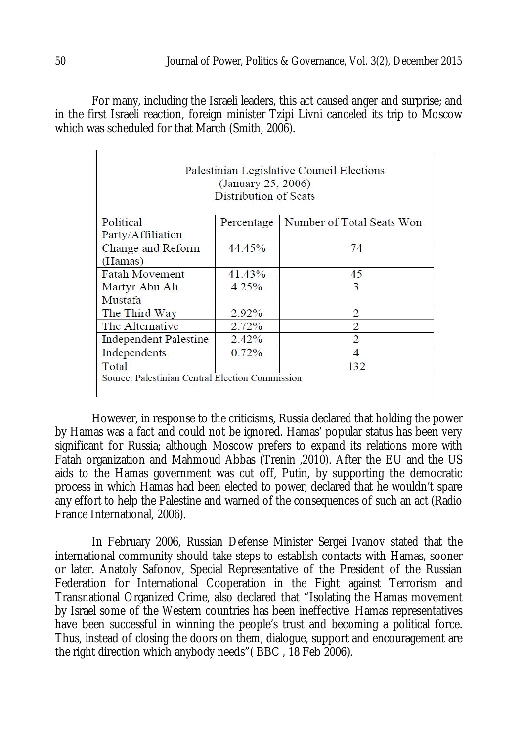For many, including the Israeli leaders, this act caused anger and surprise; and in the first Israeli reaction, foreign minister Tzipi Livni canceled its trip to Moscow which was scheduled for that March (Smith, 2006).

| Palestinian Legislative Council Elections (January 25, 2006) Distribution of Seats | | |
|---|---|---|
| Political Party/Affiliation | Percentage | Number of Total Seats Won |
| Change and Reform (Hamas) | 44.45% | 74 |
| Fatah Movement | 41.43% | 45 |
| Martyr Abu Ali Mustafa | 4.25% | 3 |
| The Third Way | 2.92% | 2 |
| The Alternative | 2.72% | 2 |
| Independent Palestine | 2.42% | 2 |
| Independents | 0.72% | 4 |
| Total | | 132 |

Source: Palestinian Central Election Commission

However, in response to the criticisms, Russia declared that holding the power by Hamas was a fact and could not be ignored. Hamas' popular status has been very significant for Russia; although Moscow prefers to expand its relations more with Fatah organization and Mahmoud Abbas (Trenin ,2010). After the EU and the US aids to the Hamas government was cut off, Putin, by supporting the democratic process in which Hamas had been elected to power, declared that he wouldn't spare any effort to help the Palestine and warned of the consequences of such an act (Radio France International, 2006).

In February 2006, Russian Defense Minister Sergei Ivanov stated that the international community should take steps to establish contacts with Hamas, sooner or later. Anatoly Safonov, Special Representative of the President of the Russian Federation for International Cooperation in the Fight against Terrorism and Transnational Organized Crime, also declared that "Isolating the Hamas movement by Israel some of the Western countries has been ineffective. Hamas representatives have been successful in winning the people's trust and becoming a political force. Thus, instead of closing the doors on them, dialogue, support and encouragement are the right direction which anybody needs"( BBC , 18 Feb 2006).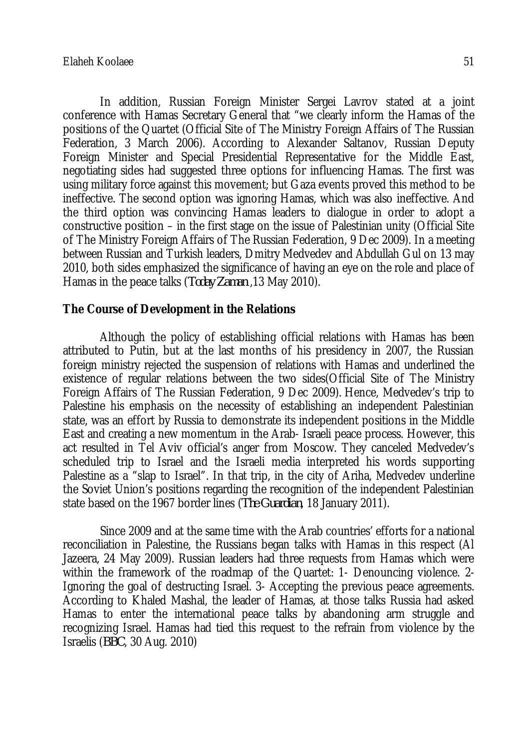In addition, Russian Foreign Minister Sergei Lavrov stated at a joint conference with Hamas Secretary General that "we clearly inform the Hamas of the positions of the Quartet (Official Site of The Ministry Foreign Affairs of The Russian Federation, 3 March 2006). According to Alexander Saltanov, Russian Deputy Foreign Minister and Special Presidential Representative for the Middle East, negotiating sides had suggested three options for influencing Hamas. The first was using military force against this movement; but Gaza events proved this method to be ineffective. The second option was ignoring Hamas, which was also ineffective. And the third option was convincing Hamas leaders to dialogue in order to adopt a constructive position – in the first stage on the issue of Palestinian unity (Official Site of The Ministry Foreign Affairs of The Russian Federation, 9 Dec 2009). In a meeting between Russian and Turkish leaders, Dmitry Medvedev and Abdullah Gul on 13 may 2010, both sides emphasized the significance of having an eye on the role and place of Hamas in the peace talks (*Today Zaman*,13 May 2010).

## The Course of Development in the Relations

Although the policy of establishing official relations with Hamas has been attributed to Putin, but at the last months of his presidency in 2007, the Russian foreign ministry rejected the suspension of relations with Hamas and underlined the existence of regular relations between the two sides(Official Site of The Ministry Foreign Affairs of The Russian Federation, 9 Dec 2009). Hence, Medvedev's trip to Palestine his emphasis on the necessity of establishing an independent Palestinian state, was an effort by Russia to demonstrate its independent positions in the Middle East and creating a new momentum in the Arab- Israeli peace process. However, this act resulted in Tel Aviv official's anger from Moscow. They canceled Medvedev's scheduled trip to Israel and the Israeli media interpreted his words supporting Palestine as a "slap to Israel". In that trip, in the city of Ariha, Medvedev underline the Soviet Union's positions regarding the recognition of the independent Palestinian state based on the 1967 border lines (*The Guardian*, 18 January 2011).

Since 2009 and at the same time with the Arab countries' efforts for a national reconciliation in Palestine, the Russians began talks with Hamas in this respect (Al Jazeera, 24 May 2009). Russian leaders had three requests from Hamas which were within the framework of the roadmap of the Quartet: 1- Denouncing violence. 2- Ignoring the goal of destructing Israel. 3- Accepting the previous peace agreements. According to Khaled Mashal, the leader of Hamas, at those talks Russia had asked Hamas to enter the international peace talks by abandoning arm struggle and recognizing Israel. Hamas had tied this request to the refrain from violence by the Israelis (*BBC*, 30 Aug. 2010)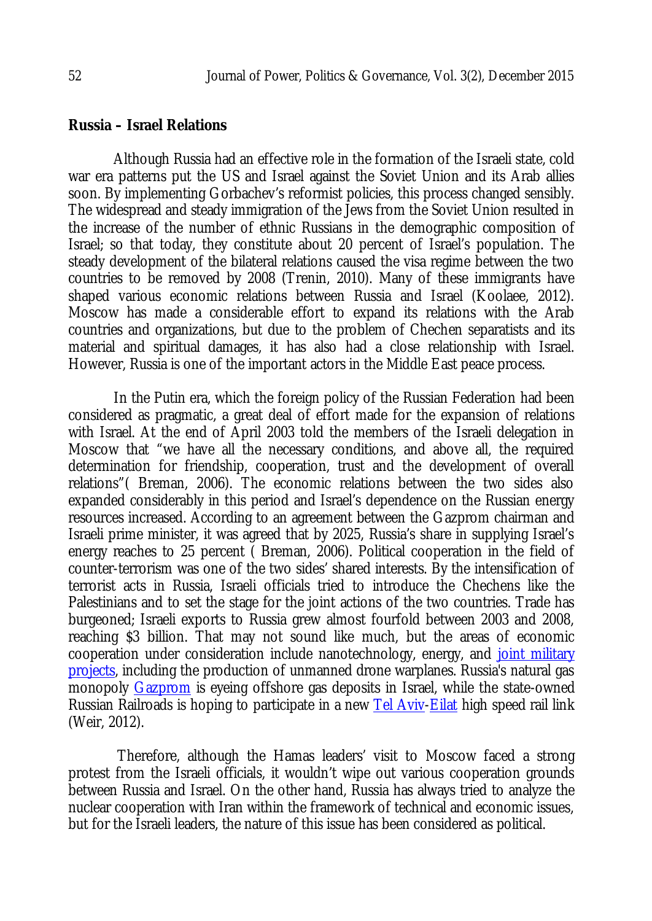## Russia – Israel Relations

Although Russia had an effective role in the formation of the Israeli state, cold war era patterns put the US and Israel against the Soviet Union and its Arab allies soon. By implementing Gorbachev's reformist policies, this process changed sensibly. The widespread and steady immigration of the Jews from the Soviet Union resulted in the increase of the number of ethnic Russians in the demographic composition of Israel; so that today, they constitute about 20 percent of Israel's population. The steady development of the bilateral relations caused the visa regime between the two countries to be removed by 2008 (Trenin, 2010). Many of these immigrants have shaped various economic relations between Russia and Israel (Koolaee, 2012). Moscow has made a considerable effort to expand its relations with the Arab countries and organizations, but due to the problem of Chechen separatists and its material and spiritual damages, it has also had a close relationship with Israel. However, Russia is one of the important actors in the Middle East peace process.

In the Putin era, which the foreign policy of the Russian Federation had been considered as pragmatic, a great deal of effort made for the expansion of relations with Israel. At the end of April 2003 told the members of the Israeli delegation in Moscow that "we have all the necessary conditions, and above all, the required determination for friendship, cooperation, trust and the development of overall relations"( Breman, 2006). The economic relations between the two sides also expanded considerably in this period and Israel's dependence on the Russian energy resources increased. According to an agreement between the Gazprom chairman and Israeli prime minister, it was agreed that by 2025, Russia's share in supplying Israel's energy reaches to 25 percent ( Breman, 2006). Political cooperation in the field of counter-terrorism was one of the two sides' shared interests. By the intensification of terrorist acts in Russia, Israeli officials tried to introduce the Chechens like the Palestinians and to set the stage for the joint actions of the two countries. Trade has burgeoned; Israeli exports to Russia grew almost fourfold between 2003 and 2008, reaching $3 billion. That may not sound like much, but the areas of economic cooperation under consideration include nanotechnology, energy, and joint military projects, including the production of unmanned drone warplanes. Russia's natural gas monopoly Gazprom is eyeing offshore gas deposits in Israel, while the state-owned Russian Railroads is hoping to participate in a new Tel Aviv-Eilat high speed rail link (Weir, 2012).

Therefore, although the Hamas leaders' visit to Moscow faced a strong protest from the Israeli officials, it wouldn't wipe out various cooperation grounds between Russia and Israel. On the other hand, Russia has always tried to analyze the nuclear cooperation with Iran within the framework of technical and economic issues, but for the Israeli leaders, the nature of this issue has been considered as political.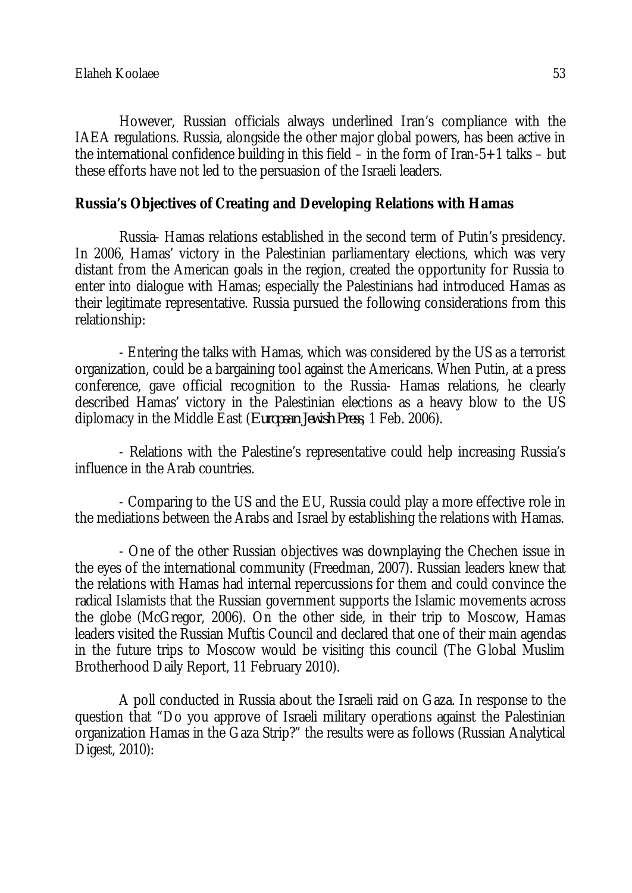However, Russian officials always underlined Iran's compliance with the IAEA regulations. Russia, alongside the other major global powers, has been active in the international confidence building in this field – in the form of Iran-5+1 talks – but these efforts have not led to the persuasion of the Israeli leaders.

## Russia's Objectives of Creating and Developing Relations with Hamas

Russia- Hamas relations established in the second term of Putin's presidency. In 2006, Hamas' victory in the Palestinian parliamentary elections, which was very distant from the American goals in the region, created the opportunity for Russia to enter into dialogue with Hamas; especially the Palestinians had introduced Hamas as their legitimate representative. Russia pursued the following considerations from this relationship:

- Entering the talks with Hamas, which was considered by the US as a terrorist organization, could be a bargaining tool against the Americans. When Putin, at a press conference, gave official recognition to the Russia- Hamas relations, he clearly described Hamas' victory in the Palestinian elections as a heavy blow to the US diplomacy in the Middle East (*European Jewish Press*, 1 Feb. 2006).

- Relations with the Palestine's representative could help increasing Russia's influence in the Arab countries.

- Comparing to the US and the EU, Russia could play a more effective role in the mediations between the Arabs and Israel by establishing the relations with Hamas.

- One of the other Russian objectives was downplaying the Chechen issue in the eyes of the international community (Freedman, 2007). Russian leaders knew that the relations with Hamas had internal repercussions for them and could convince the radical Islamists that the Russian government supports the Islamic movements across the globe (McGregor, 2006). On the other side, in their trip to Moscow, Hamas leaders visited the Russian Muftis Council and declared that one of their main agendas in the future trips to Moscow would be visiting this council (The Global Muslim Brotherhood Daily Report, 11 February 2010).

A poll conducted in Russia about the Israeli raid on Gaza. In response to the question that "Do you approve of Israeli military operations against the Palestinian organization Hamas in the Gaza Strip?" the results were as follows (Russian Analytical Digest, 2010):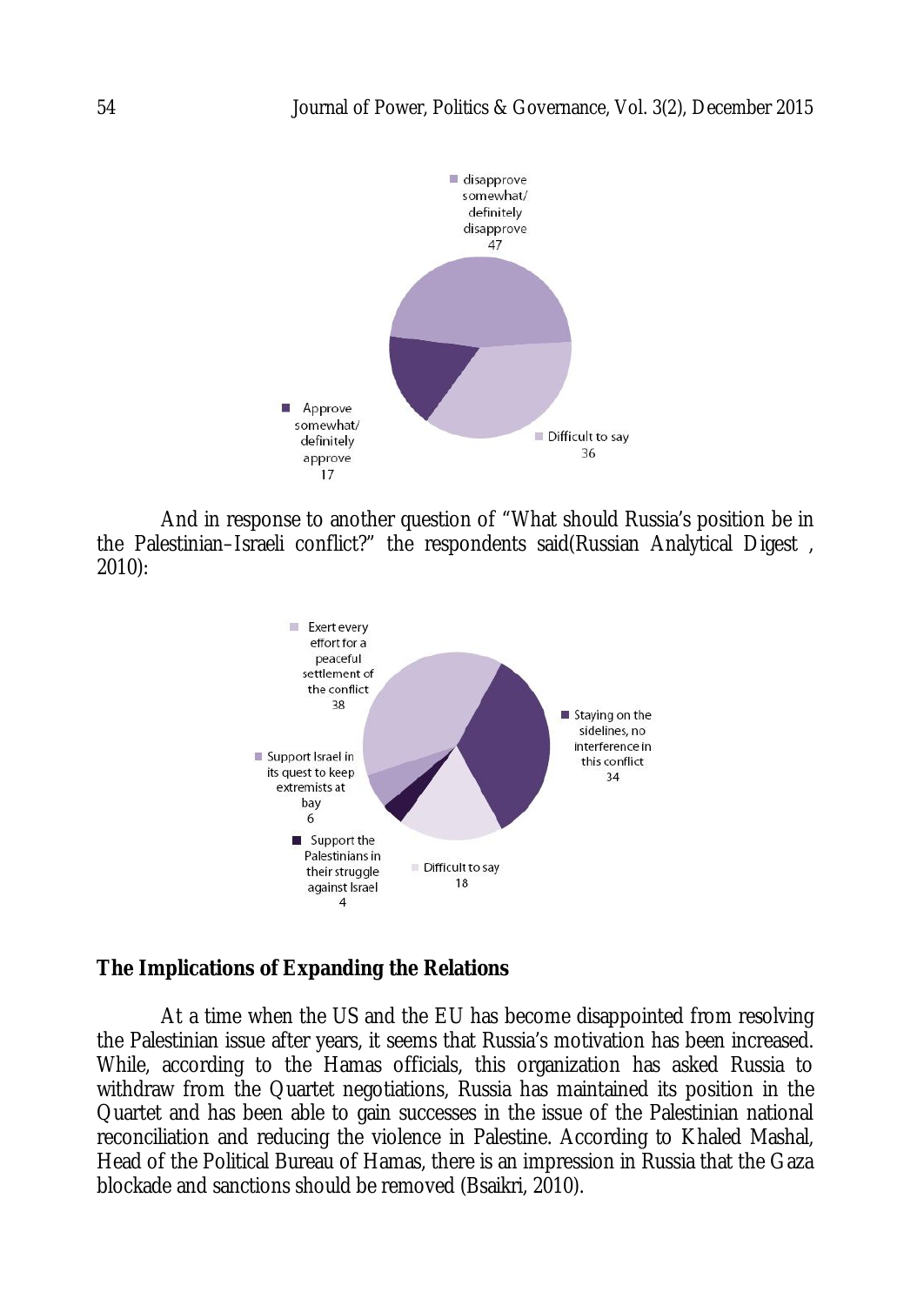And in response to another question of "What should Russia's position be in the Palestinian–Israeli conflict?" the respondents said(Russian Analytical Digest , 2010):

## The Implications of Expanding the Relations

At a time when the US and the EU has become disappointed from resolving the Palestinian issue after years, it seems that Russia's motivation has been increased. While, according to the Hamas officials, this organization has asked Russia to withdraw from the Quartet negotiations, Russia has maintained its position in the Quartet and has been able to gain successes in the issue of the Palestinian national reconciliation and reducing the violence in Palestine. According to Khaled Mashal, Head of the Political Bureau of Hamas, there is an impression in Russia that the Gaza blockade and sanctions should be removed (Bsaikri, 2010).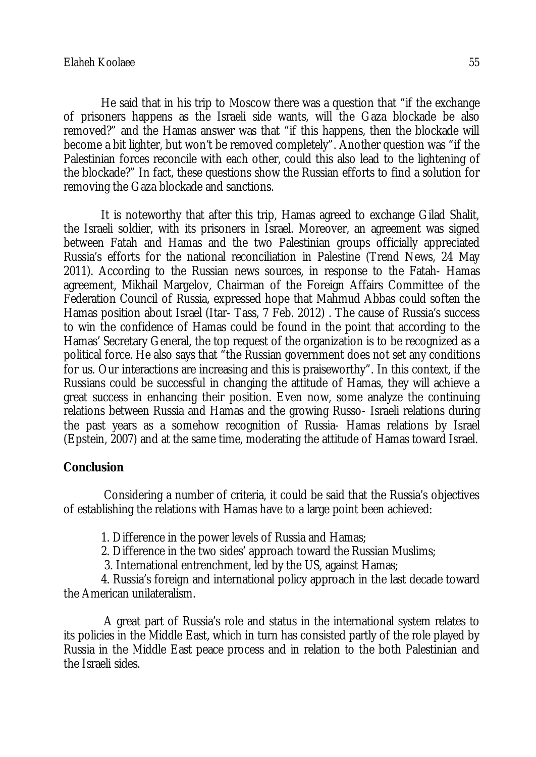He said that in his trip to Moscow there was a question that "if the exchange of prisoners happens as the Israeli side wants, will the Gaza blockade be also removed?" and the Hamas answer was that "if this happens, then the blockade will become a bit lighter, but won't be removed completely". Another question was "if the Palestinian forces reconcile with each other, could this also lead to the lightening of the blockade?" In fact, these questions show the Russian efforts to find a solution for removing the Gaza blockade and sanctions.

It is noteworthy that after this trip, Hamas agreed to exchange Gilad Shalit, the Israeli soldier, with its prisoners in Israel. Moreover, an agreement was signed between Fatah and Hamas and the two Palestinian groups officially appreciated Russia's efforts for the national reconciliation in Palestine (Trend News, 24 May 2011). According to the Russian news sources, in response to the Fatah- Hamas agreement, Mikhail Margelov, Chairman of the Foreign Affairs Committee of the Federation Council of Russia, expressed hope that Mahmud Abbas could soften the Hamas position about Israel (Itar- Tass, 7 Feb. 2012) . The cause of Russia's success to win the confidence of Hamas could be found in the point that according to the Hamas' Secretary General, the top request of the organization is to be recognized as a political force. He also says that "the Russian government does not set any conditions for us. Our interactions are increasing and this is praiseworthy". In this context, if the Russians could be successful in changing the attitude of Hamas, they will achieve a great success in enhancing their position. Even now, some analyze the continuing relations between Russia and Hamas and the growing Russo- Israeli relations during the past years as a somehow recognition of Russia- Hamas relations by Israel (Epstein, 2007) and at the same time, moderating the attitude of Hamas toward Israel.

## Conclusion

Considering a number of criteria, it could be said that the Russia's objectives of establishing the relations with Hamas have to a large point been achieved:

1. Difference in the power levels of Russia and Hamas;
2. Difference in the two sides' approach toward the Russian Muslims;
3. International entrenchment, led by the US, against Hamas;
4. Russia's foreign and international policy approach in the last decade toward the American unilateralism.

A great part of Russia's role and status in the international system relates to its policies in the Middle East, which in turn has consisted partly of the role played by Russia in the Middle East peace process and in relation to the both Palestinian and the Israeli sides.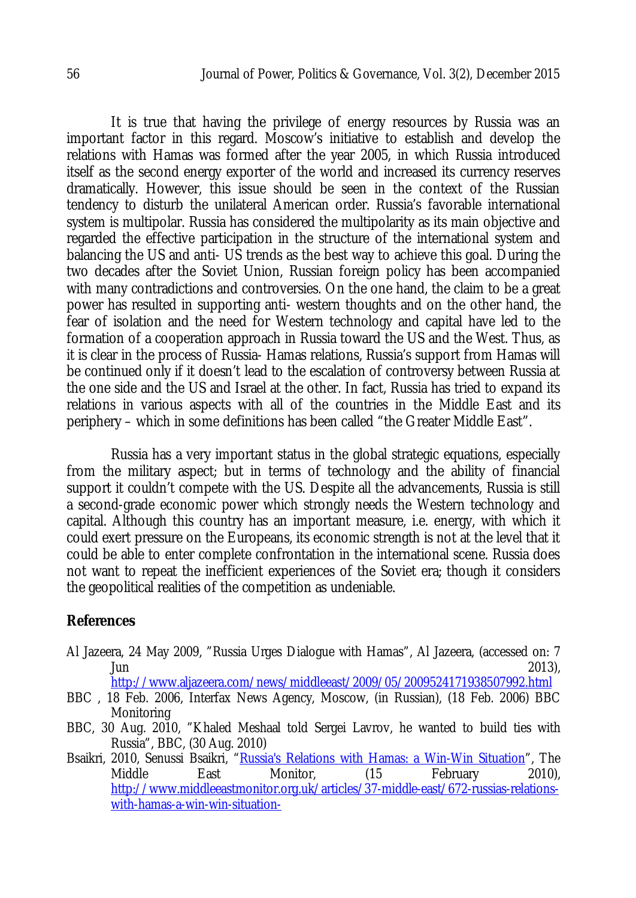It is true that having the privilege of energy resources by Russia was an important factor in this regard. Moscow's initiative to establish and develop the relations with Hamas was formed after the year 2005, in which Russia introduced itself as the second energy exporter of the world and increased its currency reserves dramatically. However, this issue should be seen in the context of the Russian tendency to disturb the unilateral American order. Russia's favorable international system is multipolar. Russia has considered the multipolarity as its main objective and regarded the effective participation in the structure of the international system and balancing the US and anti- US trends as the best way to achieve this goal. During the two decades after the Soviet Union, Russian foreign policy has been accompanied with many contradictions and controversies. On the one hand, the claim to be a great power has resulted in supporting anti- western thoughts and on the other hand, the fear of isolation and the need for Western technology and capital have led to the formation of a cooperation approach in Russia toward the US and the West. Thus, as it is clear in the process of Russia- Hamas relations, Russia's support from Hamas will be continued only if it doesn't lead to the escalation of controversy between Russia at the one side and the US and Israel at the other. In fact, Russia has tried to expand its relations in various aspects with all of the countries in the Middle East and its periphery – which in some definitions has been called "the Greater Middle East".

Russia has a very important status in the global strategic equations, especially from the military aspect; but in terms of technology and the ability of financial support it couldn't compete with the US. Despite all the advancements, Russia is still a second-grade economic power which strongly needs the Western technology and capital. Although this country has an important measure, i.e. energy, with which it could exert pressure on the Europeans, its economic strength is not at the level that it could be able to enter complete confrontation in the international scene. Russia does not want to repeat the inefficient experiences of the Soviet era; though it considers the geopolitical realities of the competition as undeniable.

## References

Al Jazeera, 24 May 2009, "Russia Urges Dialogue with Hamas", Al Jazeera, (accessed on: 7 Jun 2013), http://www.aljazeera.com/news/middleeast/2009/05/2009524171938507992.html

BBC , 18 Feb. 2006, Interfax News Agency, Moscow, (in Russian), (18 Feb. 2006) BBC Monitoring

BBC, 30 Aug. 2010, "Khaled Meshaal told Sergei Lavrov, he wanted to build ties with Russia", BBC, (30 Aug. 2010)

Bsaikri, 2010, Senussi Bsaikri, "Russia's Relations with Hamas: a Win-Win Situation", The Middle East Monitor, (15 February 2010), http://www.middleeastmonitor.org.uk/articles/37-middle-east/672-russias-relations-with-hamas-a-win-win-situation-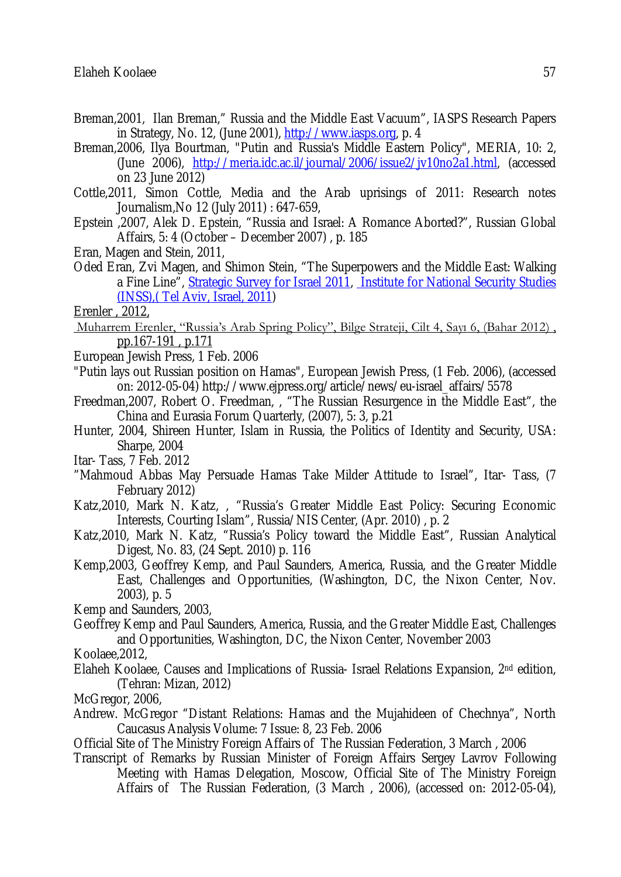Breman,2001, Ilan Breman," Russia and the Middle East Vacuum", IASPS Research Papers in Strategy, No. 12, (June 2001), http://www.iasps.org, p. 4

Breman,2006, Ilya Bourtman, "Putin and Russia's Middle Eastern Policy", MERIA, 10: 2, (June 2006), http://meria.idc.ac.il/journal/2006/issue2/jv10no2a1.html, (accessed on 23 June 2012)

Cottle,2011, Simon Cottle, Media and the Arab uprisings of 2011: Research notes Journalism,No 12 (July 2011) : 647-659,

Epstein ,2007, Alek D. Epstein, "Russia and Israel: A Romance Aborted?", Russian Global Affairs, 5: 4 (October – December 2007) , p. 185

Eran, Magen and Stein, 2011,

Oded Eran, Zvi Magen, and Shimon Stein, "The Superpowers and the Middle East: Walking a Fine Line", Strategic Survey for Israel 2011, Institute for National Security Studies (INSS),( Tel Aviv, Israel, 2011)

Erenler , 2012,

Muharrem Erenler, "Russia's Arab Spring Policy", Bilge Strateji, Cilt 4, Sayı 6, (Bahar 2012) , pp.167-191 , p.171

European Jewish Press, 1 Feb. 2006

"Putin lays out Russian position on Hamas", European Jewish Press, (1 Feb. 2006), (accessed on: 2012-05-04) http://www.ejpress.org/article/news/eu-israel_affairs/5578

Freedman,2007, Robert O. Freedman, , "The Russian Resurgence in the Middle East", the China and Eurasia Forum Quarterly, (2007), 5: 3, p.21

Hunter, 2004, Shireen Hunter, Islam in Russia, the Politics of Identity and Security, USA: Sharpe, 2004

Itar- Tass, 7 Feb. 2012

"Mahmoud Abbas May Persuade Hamas Take Milder Attitude to Israel", Itar- Tass, (7 February 2012)

Katz,2010, Mark N. Katz, , "Russia's Greater Middle East Policy: Securing Economic Interests, Courting Islam", Russia/NIS Center, (Apr. 2010) , p. 2

Katz,2010, Mark N. Katz, "Russia's Policy toward the Middle East", Russian Analytical Digest, No. 83, (24 Sept. 2010) p. 116

Kemp,2003, Geoffrey Kemp, and Paul Saunders, America, Russia, and the Greater Middle East, Challenges and Opportunities, (Washington, DC, the Nixon Center, Nov. 2003), p. 5

Kemp and Saunders, 2003,

Geoffrey Kemp and Paul Saunders, America, Russia, and the Greater Middle East, Challenges and Opportunities, Washington, DC, the Nixon Center, November 2003

Koolaee,2012,

Elaheh Koolaee, Causes and Implications of Russia- Israel Relations Expansion, 2nd edition, (Tehran: Mizan, 2012)

McGregor, 2006,

Andrew. McGregor "Distant Relations: Hamas and the Mujahideen of Chechnya", North Caucasus Analysis Volume: 7 Issue: 8, 23 Feb. 2006

Official Site of The Ministry Foreign Affairs of The Russian Federation, 3 March , 2006

Transcript of Remarks by Russian Minister of Foreign Affairs Sergey Lavrov Following Meeting with Hamas Delegation, Moscow, Official Site of The Ministry Foreign Affairs of The Russian Federation, (3 March , 2006), (accessed on: 2012-05-04),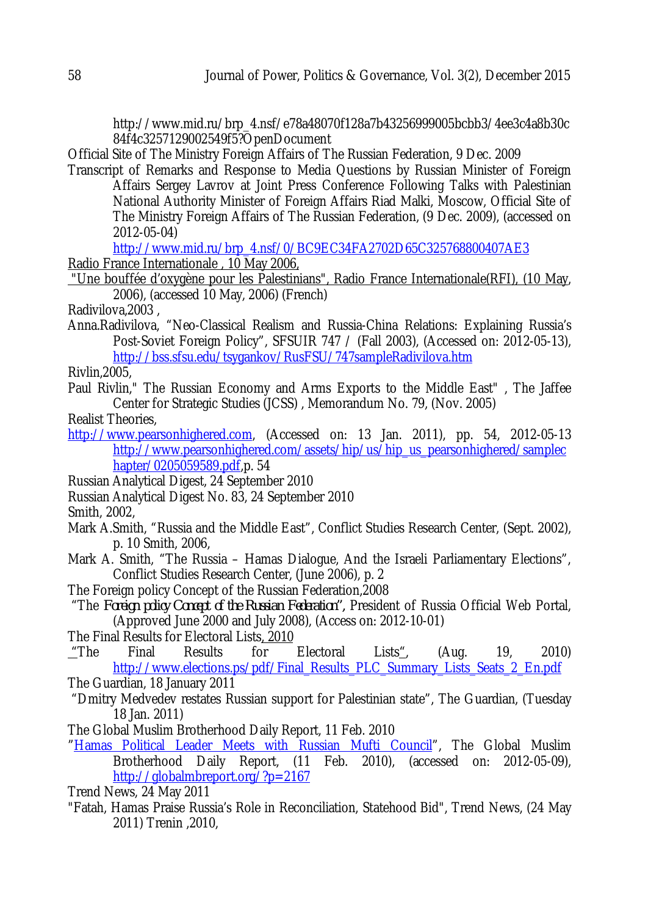http://www.mid.ru/brp_4.nsf/e78a48070f128a7b43256999005bcbb3/4ee3c4a8b30c84f4c3257129002549f5?OpenDocument

Official Site of The Ministry Foreign Affairs of The Russian Federation, 9 Dec. 2009

Transcript of Remarks and Response to Media Questions by Russian Minister of Foreign Affairs Sergey Lavrov at Joint Press Conference Following Talks with Palestinian National Authority Minister of Foreign Affairs Riad Malki, Moscow, Official Site of The Ministry Foreign Affairs of The Russian Federation, (9 Dec. 2009), (accessed on 2012-05-04) http://www.mid.ru/brp_4.nsf/0/BC9EC34FA2702D65C325768800407AE3

Radio France Internationale , 10 May 2006,

"Une bouffée d'oxygène pour les Palestinians", Radio France Internationale(RFI), (10 May, 2006), (accessed 10 May, 2006) (French)

Radivilova,2003 ,

Anna.Radivilova, "Neo-Classical Realism and Russia-China Relations: Explaining Russia's Post-Soviet Foreign Policy", SFSUIR 747 / (Fall 2003), (Accessed on: 2012-05-13), http://bss.sfsu.edu/tsygankov/RusFSU/747sampleRadivilova.htm

Rivlin,2005,

Paul Rivlin," The Russian Economy and Arms Exports to the Middle East" , The Jaffee Center for Strategic Studies (JCSS) , Memorandum No. 79, (Nov. 2005)

Realist Theories,

http://www.pearsonhighered.com, (Accessed on: 13 Jan. 2011), pp. 54, 2012-05-13 http://www.pearsonhighered.com/assets/hip/us/hip_us_pearsonhighered/samplechapter/0205059589.pdf,p. 54

Russian Analytical Digest, 24 September 2010

Russian Analytical Digest No. 83, 24 September 2010

Smith, 2002,

Mark A.Smith, "Russia and the Middle East", Conflict Studies Research Center, (Sept. 2002), p. 10 Smith, 2006,

Mark A. Smith, "The Russia – Hamas Dialogue, And the Israeli Parliamentary Elections", Conflict Studies Research Center, (June 2006), p. 2

The Foreign policy Concept of the Russian Federation,2008

"The *Foreign policy Concept of the Russian Federation*", President of Russia Official Web Portal, (Approved June 2000 and July 2008), (Access on: 2012-10-01)

The Final Results for Electoral Lists, 2010

"The Final Results for Electoral Lists", (Aug. 19, 2010) http://www.elections.ps/pdf/Final_Results_PLC_Summary_Lists_Seats_2_En.pdf

The Guardian, 18 January 2011

"Dmitry Medvedev restates Russian support for Palestinian state", The Guardian, (Tuesday 18 Jan. 2011)

The Global Muslim Brotherhood Daily Report, 11 Feb. 2010

"Hamas Political Leader Meets with Russian Mufti Council", The Global Muslim Brotherhood Daily Report, (11 Feb. 2010), (accessed on: 2012-05-09), http://globalmbreport.org/?p=2167

Trend News, 24 May 2011

"Fatah, Hamas Praise Russia's Role in Reconciliation, Statehood Bid", Trend News, (24 May 2011) Trenin ,2010,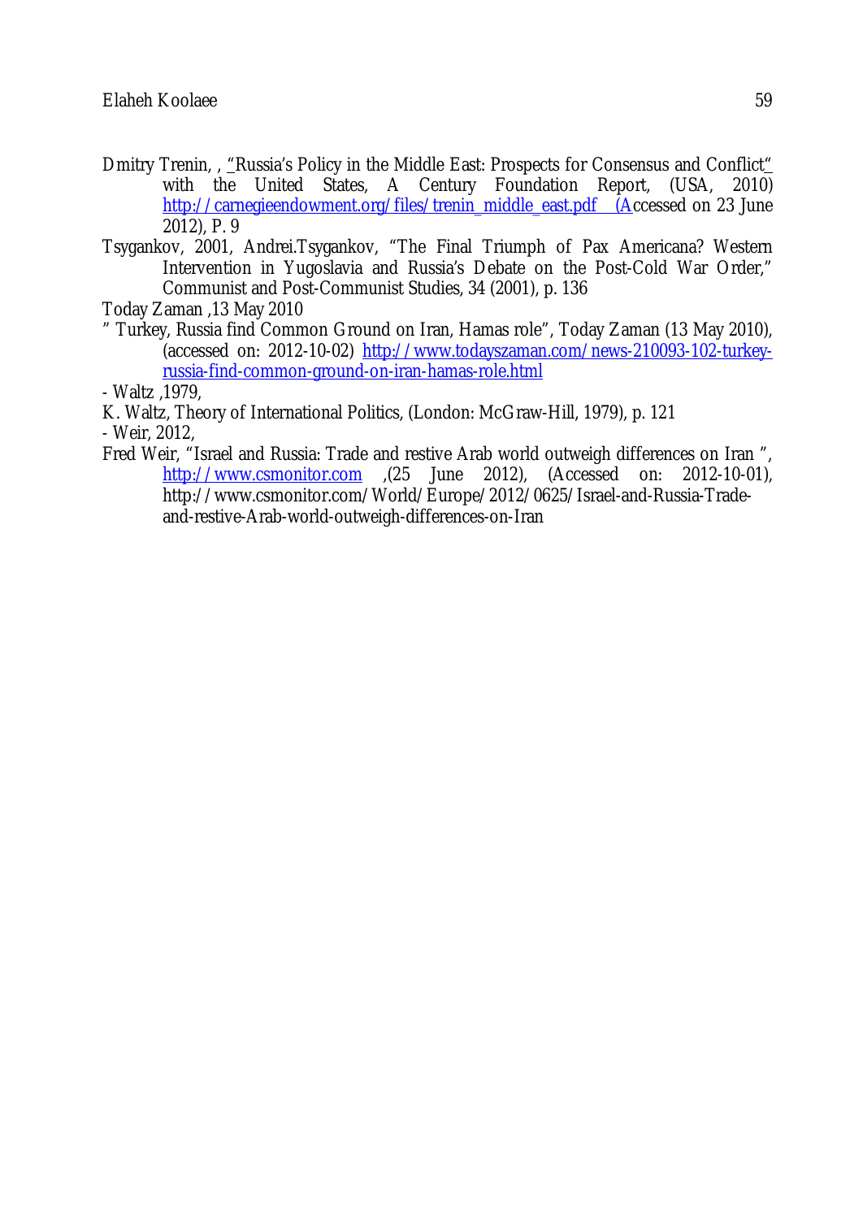Dmitry Trenin, , "Russia's Policy in the Middle East: Prospects for Consensus and Conflict" with the United States, A Century Foundation Report, (USA, 2010) http://carnegieendowment.org/files/trenin_middle_east.pdf (Accessed on 23 June 2012), P. 9

Tsygankov, 2001, Andrei.Tsygankov, "The Final Triumph of Pax Americana? Western Intervention in Yugoslavia and Russia's Debate on the Post-Cold War Order," Communist and Post-Communist Studies, 34 (2001), p. 136

Today Zaman ,13 May 2010

" Turkey, Russia find Common Ground on Iran, Hamas role", Today Zaman (13 May 2010), (accessed on: 2012-10-02) http://www.todayszaman.com/news-210093-102-turkey-russia-find-common-ground-on-iran-hamas-role.html

- Waltz ,1979,

K. Waltz, Theory of International Politics, (London: McGraw-Hill, 1979), p. 121

- Weir, 2012,

Fred Weir, "Israel and Russia: Trade and restive Arab world outweigh differences on Iran ", http://www.csmonitor.com ,(25 June 2012), (Accessed on: 2012-10-01), http://www.csmonitor.com/World/Europe/2012/0625/Israel-and-Russia-Trade-and-restive-Arab-world-outweigh-differences-on-Iran